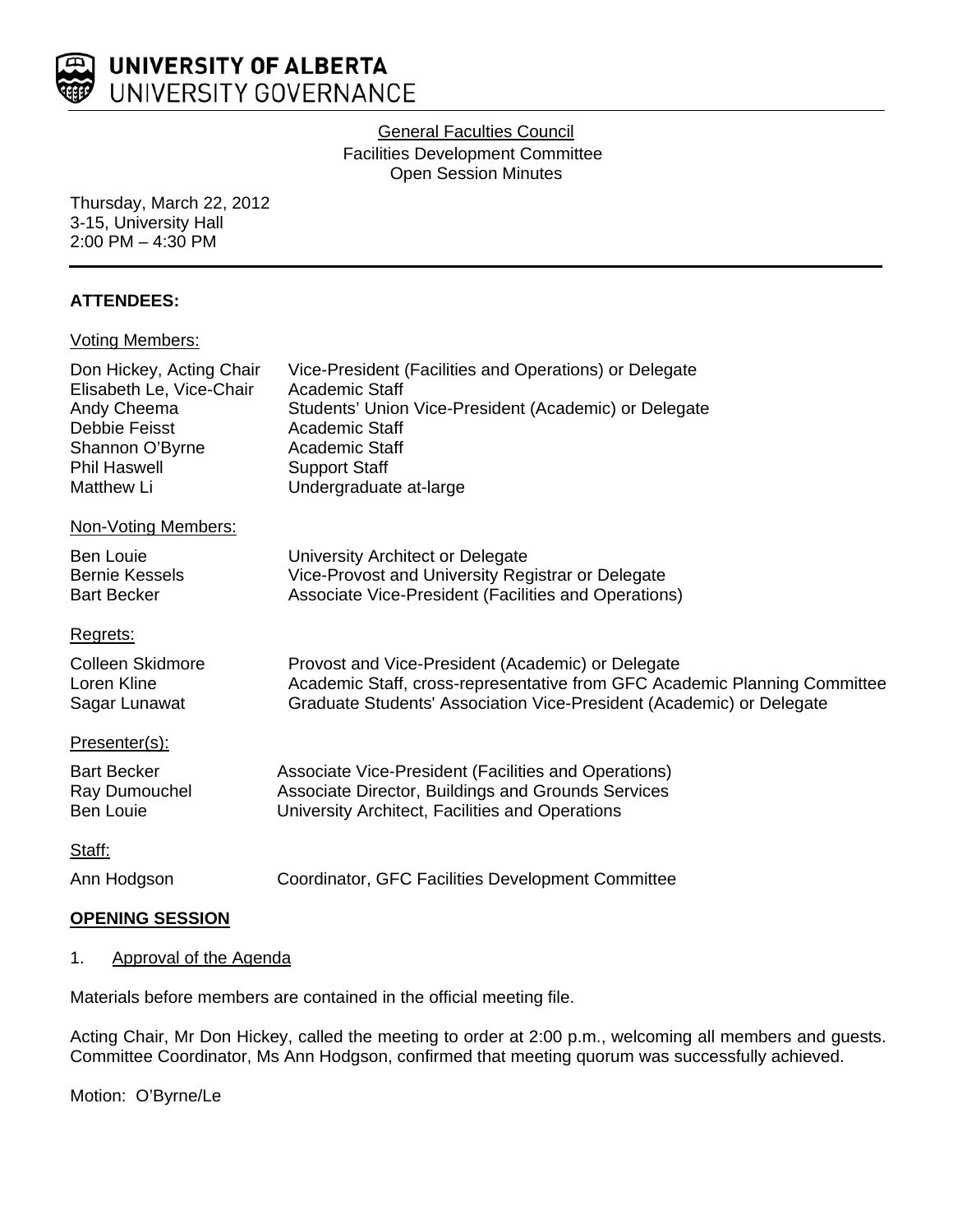**UNIVERSITY OF ALBERTA**
UNIVERSITY GOVERNANCE

General Faculties Council
Facilities Development Committee
Open Session Minutes

Thursday, March 22, 2012
3-15, University Hall
2:00 PM – 4:30 PM

**ATTENDEES:**

Voting Members:

| | |
|---|---|
| Don Hickey, Acting Chair | Vice-President (Facilities and Operations) or Delegate |
| Elisabeth Le, Vice-Chair | Academic Staff |
| Andy Cheema | Students' Union Vice-President (Academic) or Delegate |
| Debbie Feisst | Academic Staff |
| Shannon O'Byrne | Academic Staff |
| Phil Haswell | Support Staff |
| Matthew Li | Undergraduate at-large |

Non-Voting Members:

| | |
|---|---|
| Ben Louie | University Architect or Delegate |
| Bernie Kessels | Vice-Provost and University Registrar or Delegate |
| Bart Becker | Associate Vice-President (Facilities and Operations) |

Regrets:

| | |
|---|---|
| Colleen Skidmore | Provost and Vice-President (Academic) or Delegate |
| Loren Kline | Academic Staff, cross-representative from GFC Academic Planning Committee |
| Sagar Lunawat | Graduate Students' Association Vice-President (Academic) or Delegate |

Presenter(s):

| | |
|---|---|
| Bart Becker | Associate Vice-President (Facilities and Operations) |
| Ray Dumouchel | Associate Director, Buildings and Grounds Services |
| Ben Louie | University Architect, Facilities and Operations |

Staff:

| | |
|---|---|
| Ann Hodgson | Coordinator, GFC Facilities Development Committee |

**OPENING SESSION**

1. Approval of the Agenda

Materials before members are contained in the official meeting file.

Acting Chair, Mr Don Hickey, called the meeting to order at 2:00 p.m., welcoming all members and guests. Committee Coordinator, Ms Ann Hodgson, confirmed that meeting quorum was successfully achieved.

Motion: O'Byrne/Le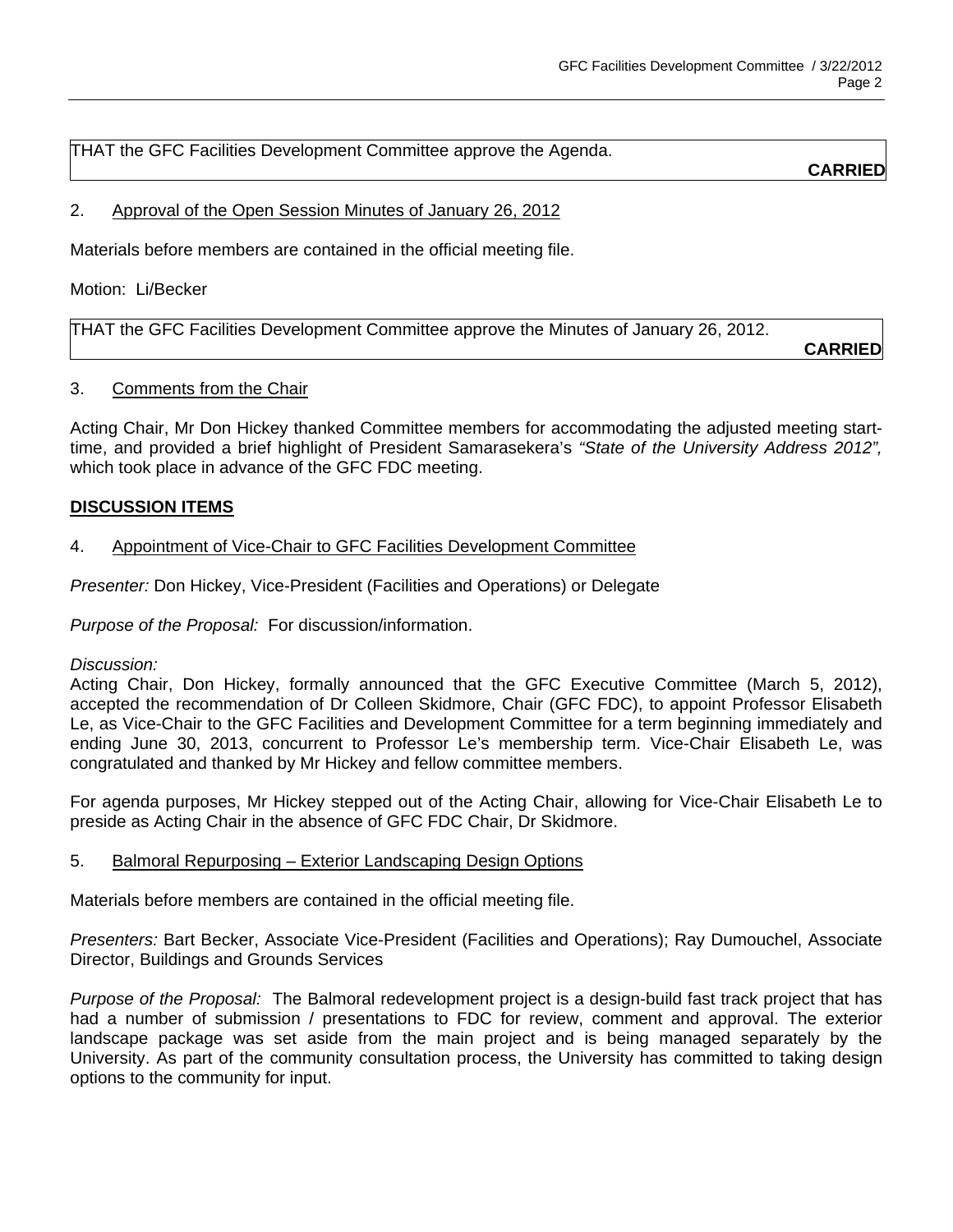THAT the GFC Facilities Development Committee approve the Agenda.

**CARRIED**

2. Approval of the Open Session Minutes of January 26, 2012

Materials before members are contained in the official meeting file.

Motion: Li/Becker

THAT the GFC Facilities Development Committee approve the Minutes of January 26, 2012.

**CARRIED**

3. Comments from the Chair

Acting Chair, Mr Don Hickey thanked Committee members for accommodating the adjusted meeting start-time, and provided a brief highlight of President Samarasekera's *"State of the University Address 2012",* which took place in advance of the GFC FDC meeting.

**DISCUSSION ITEMS**

4. Appointment of Vice-Chair to GFC Facilities Development Committee

*Presenter:* Don Hickey, Vice-President (Facilities and Operations) or Delegate

*Purpose of the Proposal:* For discussion/information.

*Discussion:*
Acting Chair, Don Hickey, formally announced that the GFC Executive Committee (March 5, 2012), accepted the recommendation of Dr Colleen Skidmore, Chair (GFC FDC), to appoint Professor Elisabeth Le, as Vice-Chair to the GFC Facilities and Development Committee for a term beginning immediately and ending June 30, 2013, concurrent to Professor Le's membership term. Vice-Chair Elisabeth Le, was congratulated and thanked by Mr Hickey and fellow committee members.

For agenda purposes, Mr Hickey stepped out of the Acting Chair, allowing for Vice-Chair Elisabeth Le to preside as Acting Chair in the absence of GFC FDC Chair, Dr Skidmore.

5. Balmoral Repurposing – Exterior Landscaping Design Options

Materials before members are contained in the official meeting file.

*Presenters:* Bart Becker, Associate Vice-President (Facilities and Operations); Ray Dumouchel, Associate Director, Buildings and Grounds Services

*Purpose of the Proposal:* The Balmoral redevelopment project is a design-build fast track project that has had a number of submission / presentations to FDC for review, comment and approval. The exterior landscape package was set aside from the main project and is being managed separately by the University. As part of the community consultation process, the University has committed to taking design options to the community for input.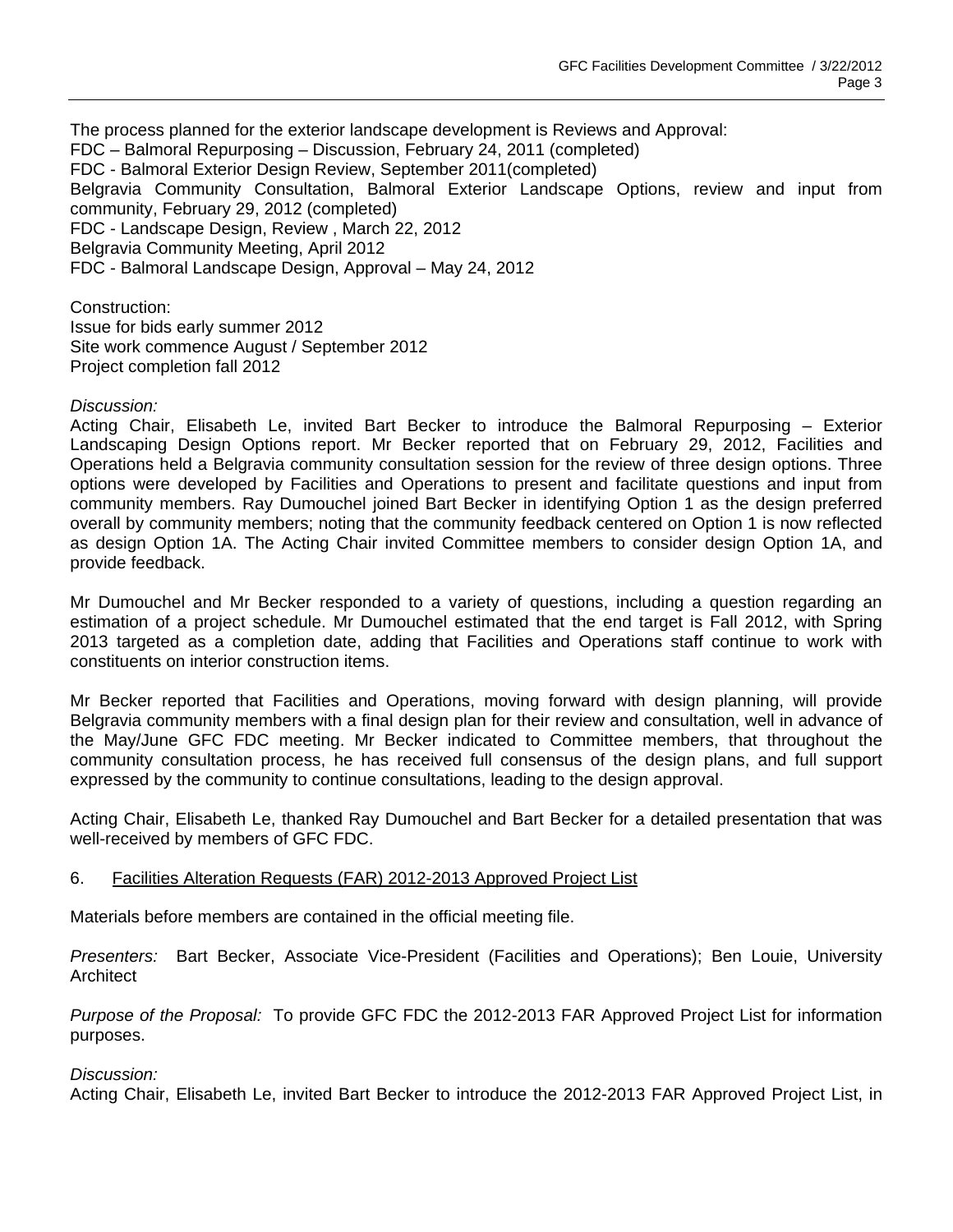The process planned for the exterior landscape development is Reviews and Approval:
FDC – Balmoral Repurposing – Discussion, February 24, 2011 (completed)
FDC - Balmoral Exterior Design Review, September 2011(completed)
Belgravia Community Consultation, Balmoral Exterior Landscape Options, review and input from community, February 29, 2012 (completed)
FDC - Landscape Design, Review , March 22, 2012
Belgravia Community Meeting, April 2012
FDC - Balmoral Landscape Design, Approval – May 24, 2012

Construction:
Issue for bids early summer 2012
Site work commence August / September 2012
Project completion fall 2012

*Discussion:*
Acting Chair, Elisabeth Le, invited Bart Becker to introduce the Balmoral Repurposing – Exterior Landscaping Design Options report. Mr Becker reported that on February 29, 2012, Facilities and Operations held a Belgravia community consultation session for the review of three design options. Three options were developed by Facilities and Operations to present and facilitate questions and input from community members. Ray Dumouchel joined Bart Becker in identifying Option 1 as the design preferred overall by community members; noting that the community feedback centered on Option 1 is now reflected as design Option 1A. The Acting Chair invited Committee members to consider design Option 1A, and provide feedback.

Mr Dumouchel and Mr Becker responded to a variety of questions, including a question regarding an estimation of a project schedule. Mr Dumouchel estimated that the end target is Fall 2012, with Spring 2013 targeted as a completion date, adding that Facilities and Operations staff continue to work with constituents on interior construction items.

Mr Becker reported that Facilities and Operations, moving forward with design planning, will provide Belgravia community members with a final design plan for their review and consultation, well in advance of the May/June GFC FDC meeting. Mr Becker indicated to Committee members, that throughout the community consultation process, he has received full consensus of the design plans, and full support expressed by the community to continue consultations, leading to the design approval.

Acting Chair, Elisabeth Le, thanked Ray Dumouchel and Bart Becker for a detailed presentation that was well-received by members of GFC FDC.

6. Facilities Alteration Requests (FAR) 2012-2013 Approved Project List

Materials before members are contained in the official meeting file.

*Presenters:* Bart Becker, Associate Vice-President (Facilities and Operations); Ben Louie, University Architect

*Purpose of the Proposal:* To provide GFC FDC the 2012-2013 FAR Approved Project List for information purposes.

*Discussion:*
Acting Chair, Elisabeth Le, invited Bart Becker to introduce the 2012-2013 FAR Approved Project List, in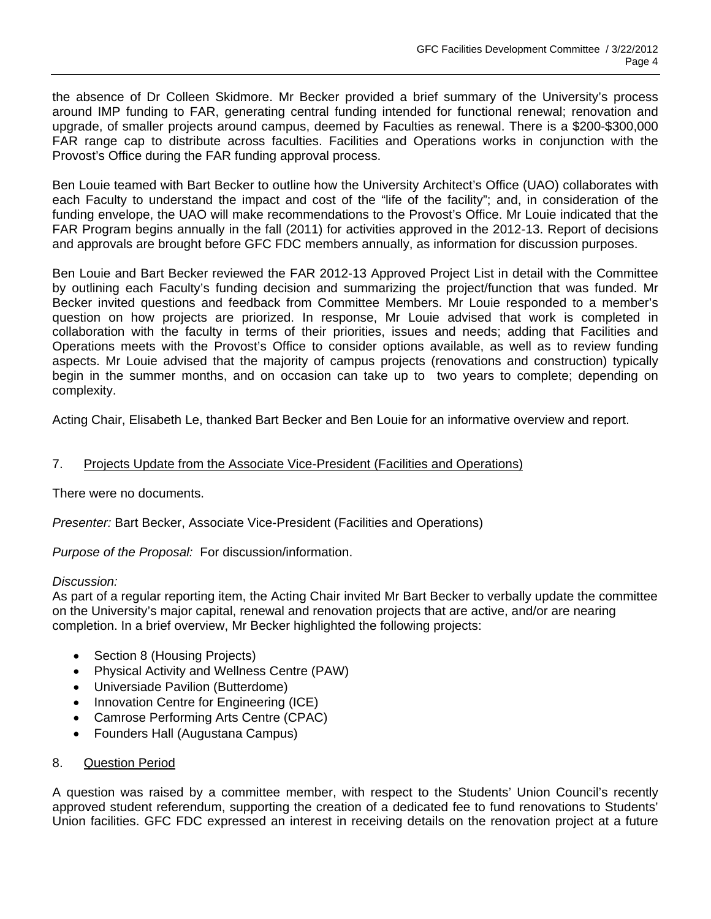the absence of Dr Colleen Skidmore. Mr Becker provided a brief summary of the University's process around IMP funding to FAR, generating central funding intended for functional renewal; renovation and upgrade, of smaller projects around campus, deemed by Faculties as renewal. There is a $200-$300,000 FAR range cap to distribute across faculties. Facilities and Operations works in conjunction with the Provost's Office during the FAR funding approval process.

Ben Louie teamed with Bart Becker to outline how the University Architect's Office (UAO) collaborates with each Faculty to understand the impact and cost of the "life of the facility"; and, in consideration of the funding envelope, the UAO will make recommendations to the Provost's Office. Mr Louie indicated that the FAR Program begins annually in the fall (2011) for activities approved in the 2012-13. Report of decisions and approvals are brought before GFC FDC members annually, as information for discussion purposes.

Ben Louie and Bart Becker reviewed the FAR 2012-13 Approved Project List in detail with the Committee by outlining each Faculty's funding decision and summarizing the project/function that was funded. Mr Becker invited questions and feedback from Committee Members. Mr Louie responded to a member's question on how projects are priorized. In response, Mr Louie advised that work is completed in collaboration with the faculty in terms of their priorities, issues and needs; adding that Facilities and Operations meets with the Provost's Office to consider options available, as well as to review funding aspects. Mr Louie advised that the majority of campus projects (renovations and construction) typically begin in the summer months, and on occasion can take up to two years to complete; depending on complexity.

Acting Chair, Elisabeth Le, thanked Bart Becker and Ben Louie for an informative overview and report.

7. <u>Projects Update from the Associate Vice-President (Facilities and Operations)</u>

There were no documents.

*Presenter:* Bart Becker, Associate Vice-President (Facilities and Operations)

*Purpose of the Proposal:* For discussion/information.

*Discussion:*
As part of a regular reporting item, the Acting Chair invited Mr Bart Becker to verbally update the committee on the University's major capital, renewal and renovation projects that are active, and/or are nearing completion. In a brief overview, Mr Becker highlighted the following projects:

- Section 8 (Housing Projects)
- Physical Activity and Wellness Centre (PAW)
- Universiade Pavilion (Butterdome)
- Innovation Centre for Engineering (ICE)
- Camrose Performing Arts Centre (CPAC)
- Founders Hall (Augustana Campus)

8. <u>Question Period</u>

A question was raised by a committee member, with respect to the Students' Union Council's recently approved student referendum, supporting the creation of a dedicated fee to fund renovations to Students' Union facilities. GFC FDC expressed an interest in receiving details on the renovation project at a future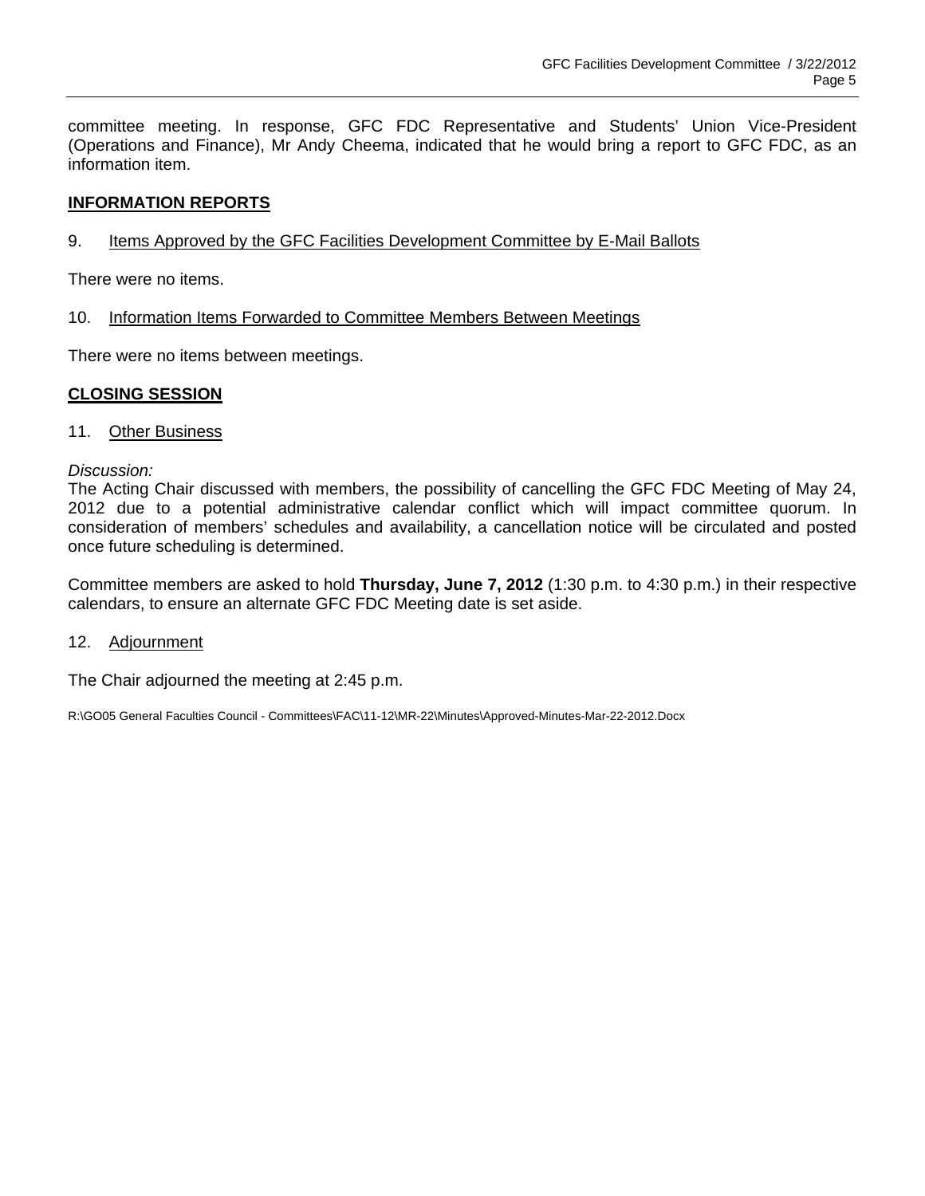committee meeting. In response, GFC FDC Representative and Students' Union Vice-President (Operations and Finance), Mr Andy Cheema, indicated that he would bring a report to GFC FDC, as an information item.

## INFORMATION REPORTS

9. Items Approved by the GFC Facilities Development Committee by E-Mail Ballots

There were no items.

10. Information Items Forwarded to Committee Members Between Meetings

There were no items between meetings.

## CLOSING SESSION

11. Other Business

*Discussion:*
The Acting Chair discussed with members, the possibility of cancelling the GFC FDC Meeting of May 24, 2012 due to a potential administrative calendar conflict which will impact committee quorum. In consideration of members' schedules and availability, a cancellation notice will be circulated and posted once future scheduling is determined.

Committee members are asked to hold **Thursday, June 7, 2012** (1:30 p.m. to 4:30 p.m.) in their respective calendars, to ensure an alternate GFC FDC Meeting date is set aside.

12. Adjournment

The Chair adjourned the meeting at 2:45 p.m.

R:\GO05 General Faculties Council - Committees\FAC\11-12\MR-22\Minutes\Approved-Minutes-Mar-22-2012.Docx